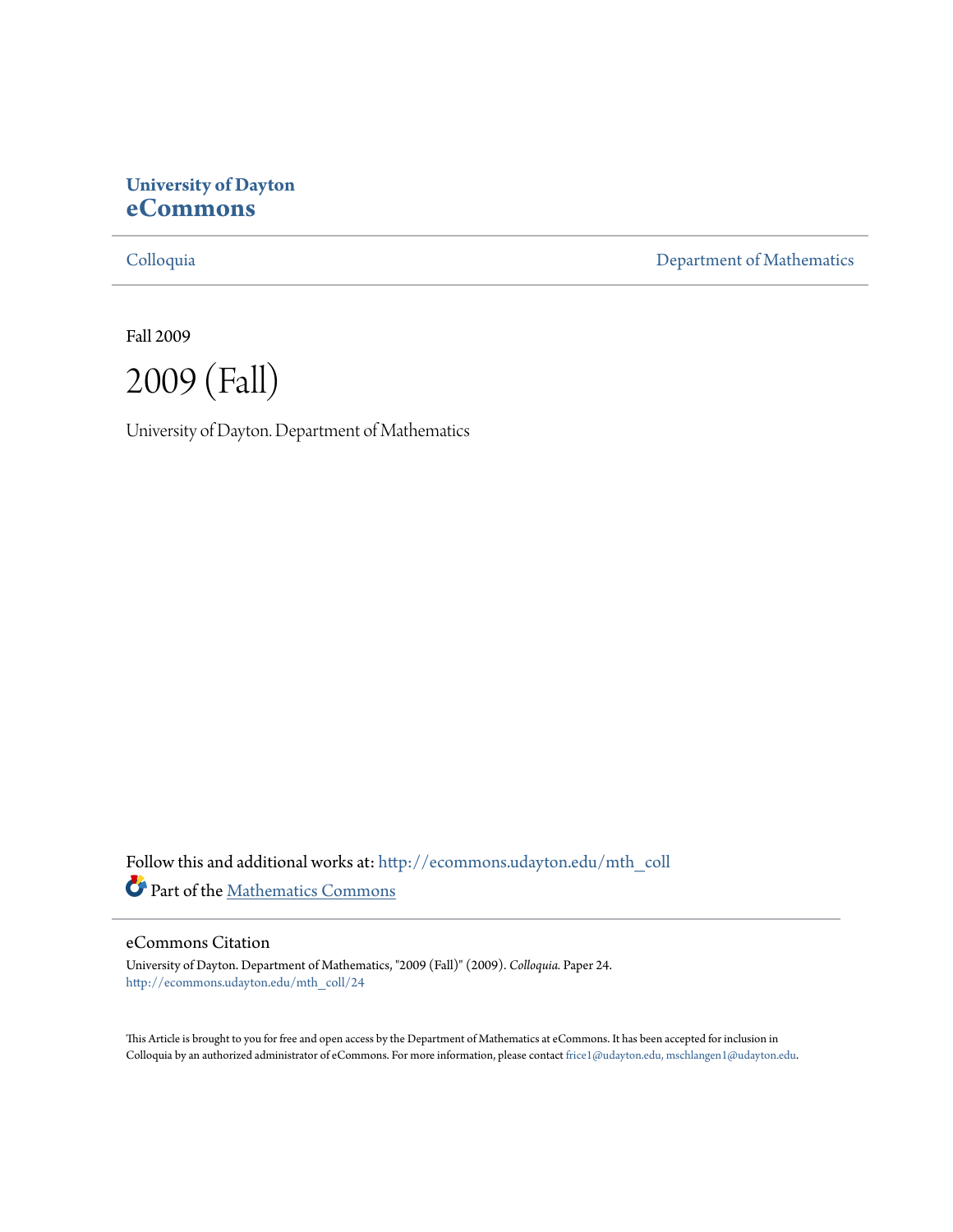**University of Dayton**
**eCommons**

Colloquia | Department of Mathematics

Fall 2009

# 2009 (Fall)

University of Dayton. Department of Mathematics

Follow this and additional works at: http://ecommons.udayton.edu/mth_coll

Part of the [Mathematics Commons](http://network.bepress.com/hgg/discipline/174?utm_source=ecommons.udayton.edu%2Fmth_coll%2F24&utm_medium=PDF&utm_campaign=PDFCoverPages)

## eCommons Citation

University of Dayton. Department of Mathematics, "2009 (Fall)" (2009). *Colloquia.* Paper 24.
http://ecommons.udayton.edu/mth_coll/24

This Article is brought to you for free and open access by the Department of Mathematics at eCommons. It has been accepted for inclusion in Colloquia by an authorized administrator of eCommons. For more information, please contact frice1@udayton.edu, mschlangen1@udayton.edu.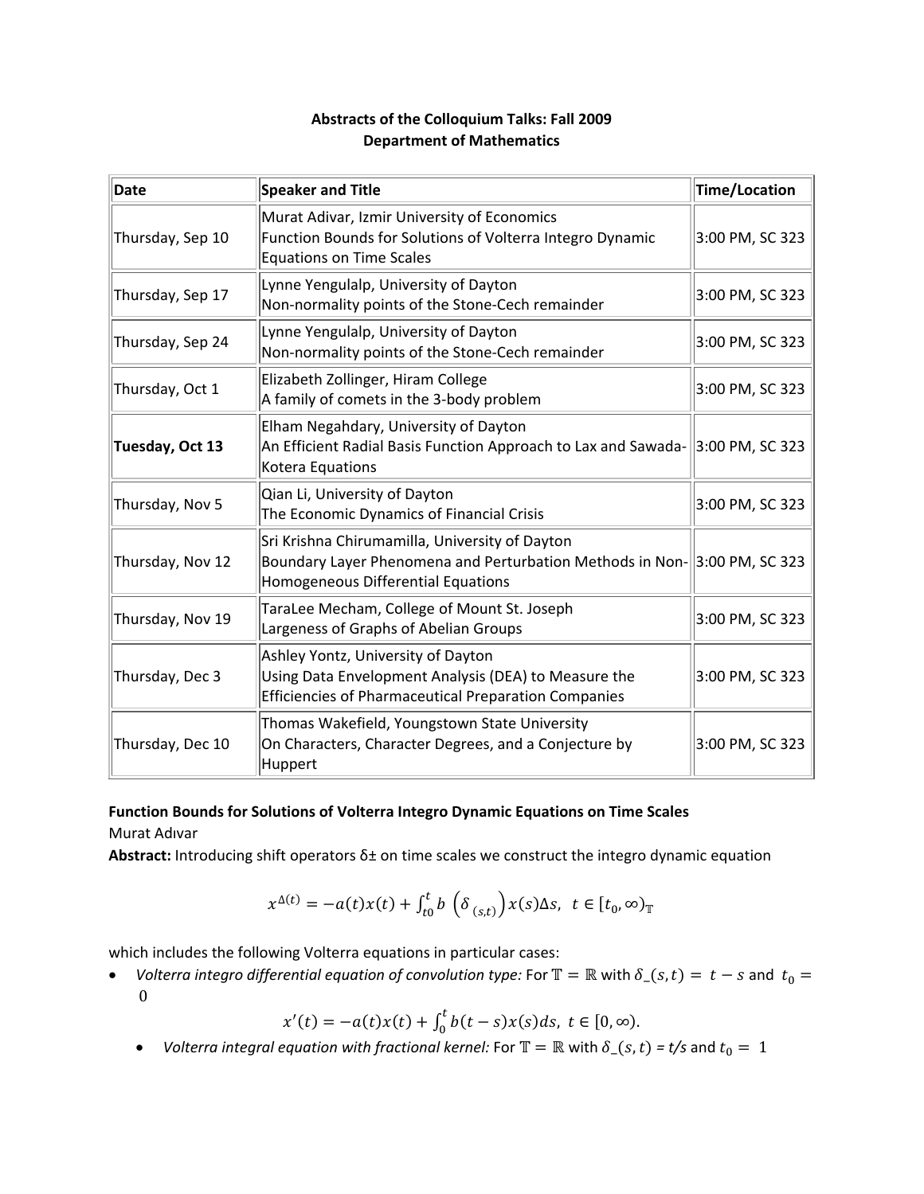**Abstracts of the Colloquium Talks: Fall 2009**
**Department of Mathematics**

| Date | Speaker and Title | Time/Location |
|---|---|---|
| Thursday, Sep 10 | Murat Adivar, Izmir University of Economics<br>Function Bounds for Solutions of Volterra Integro Dynamic Equations on Time Scales | 3:00 PM, SC 323 |
| Thursday, Sep 17 | Lynne Yengulalp, University of Dayton<br>Non-normality points of the Stone-Cech remainder | 3:00 PM, SC 323 |
| Thursday, Sep 24 | Lynne Yengulalp, University of Dayton<br>Non-normality points of the Stone-Cech remainder | 3:00 PM, SC 323 |
| Thursday, Oct 1 | Elizabeth Zollinger, Hiram College<br>A family of comets in the 3-body problem | 3:00 PM, SC 323 |
| **Tuesday, Oct 13** | Elham Negahdary, University of Dayton<br>An Efficient Radial Basis Function Approach to Lax and Sawada-Kotera Equations | 3:00 PM, SC 323 |
| Thursday, Nov 5 | Qian Li, University of Dayton<br>The Economic Dynamics of Financial Crisis | 3:00 PM, SC 323 |
| Thursday, Nov 12 | Sri Krishna Chirumamilla, University of Dayton<br>Boundary Layer Phenomena and Perturbation Methods in Non-Homogeneous Differential Equations | 3:00 PM, SC 323 |
| Thursday, Nov 19 | TaraLee Mecham, College of Mount St. Joseph<br>Largeness of Graphs of Abelian Groups | 3:00 PM, SC 323 |
| Thursday, Dec 3 | Ashley Yontz, University of Dayton<br>Using Data Envelopment Analysis (DEA) to Measure the Efficiencies of Pharmaceutical Preparation Companies | 3:00 PM, SC 323 |
| Thursday, Dec 10 | Thomas Wakefield, Youngstown State University<br>On Characters, Character Degrees, and a Conjecture by Huppert | 3:00 PM, SC 323 |

**Function Bounds for Solutions of Volterra Integro Dynamic Equations on Time Scales**
Murat Adıvar
**Abstract:** Introducing shift operators δ± on time scales we construct the integro dynamic equation

$$x^{\Delta(t)} = -a(t)x(t) + \int_{t0}^{t} b\left(\delta_{(s,t)}\right) x(s)\Delta s,\ \ t \in [t_0, \infty)_{\mathbb{T}}$$

which includes the following Volterra equations in particular cases:

- *Volterra integro differential equation of convolution type:* For $\mathbb{T} = \mathbb{R}$ with $\delta\_(s,t) = t - s$ and $t_0 = 0$

$$x'(t) = -a(t)x(t) + \int_0^t b(t-s)x(s)ds,\ t \in [0, \infty).$$

  - *Volterra integral equation with fractional kernel:* For $\mathbb{T} = \mathbb{R}$ with $\delta\_(s,t) = t/s$ and $t_0 = 1$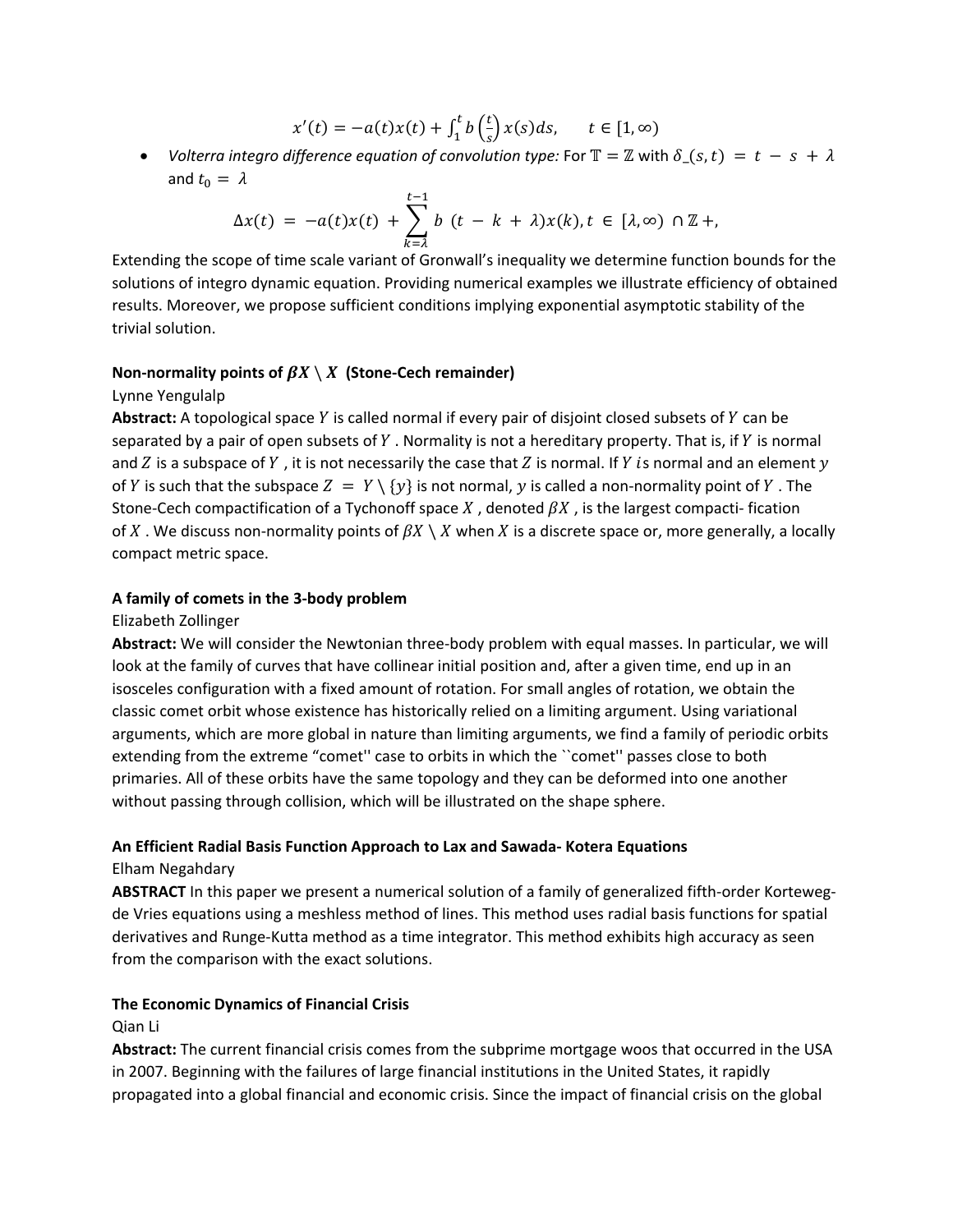$$x'(t) = -a(t)x(t) + \int_1^t b\left(\frac{t}{s}\right)x(s)ds, \qquad t \in [1, \infty)$$

- *Volterra integro difference equation of convolution type:* For $\mathbb{T} = \mathbb{Z}$ with $\delta\_(s,t) = t - s + \lambda$ and $t_0 = \lambda$

$$\Delta x(t) = -a(t)x(t) + \sum_{k=\lambda}^{t-1} b\ (t - k + \lambda)x(k), t \in [\lambda, \infty) \cap \mathbb{Z}+,$$

Extending the scope of time scale variant of Gronwall's inequality we determine function bounds for the solutions of integro dynamic equation. Providing numerical examples we illustrate efficiency of obtained results. Moreover, we propose sufficient conditions implying exponential asymptotic stability of the trivial solution.

**Non-normality points of $\beta X \setminus X$ (Stone-Cech remainder)**

Lynne Yengulalp

**Abstract:** A topological space $Y$ is called normal if every pair of disjoint closed subsets of $Y$ can be separated by a pair of open subsets of $Y$. Normality is not a hereditary property. That is, if $Y$ is normal and $Z$ is a subspace of $Y$, it is not necessarily the case that $Z$ is normal. If $Y$ is normal and an element $y$ of $Y$ is such that the subspace $Z = Y \setminus \{y\}$ is not normal, $y$ is called a non-normality point of $Y$. The Stone-Cech compactification of a Tychonoff space $X$, denoted $\beta X$, is the largest compacti- fication of $X$. We discuss non-normality points of $\beta X \setminus X$ when $X$ is a discrete space or, more generally, a locally compact metric space.

**A family of comets in the 3-body problem**

Elizabeth Zollinger

**Abstract:** We will consider the Newtonian three-body problem with equal masses. In particular, we will look at the family of curves that have collinear initial position and, after a given time, end up in an isosceles configuration with a fixed amount of rotation. For small angles of rotation, we obtain the classic comet orbit whose existence has historically relied on a limiting argument. Using variational arguments, which are more global in nature than limiting arguments, we find a family of periodic orbits extending from the extreme "comet'' case to orbits in which the ``comet'' passes close to both primaries. All of these orbits have the same topology and they can be deformed into one another without passing through collision, which will be illustrated on the shape sphere.

**An Efficient Radial Basis Function Approach to Lax and Sawada- Kotera Equations**

Elham Negahdary

**ABSTRACT** In this paper we present a numerical solution of a family of generalized fifth-order Korteweg-de Vries equations using a meshless method of lines. This method uses radial basis functions for spatial derivatives and Runge-Kutta method as a time integrator. This method exhibits high accuracy as seen from the comparison with the exact solutions.

**The Economic Dynamics of Financial Crisis**

Qian Li

**Abstract:** The current financial crisis comes from the subprime mortgage woos that occurred in the USA in 2007. Beginning with the failures of large financial institutions in the United States, it rapidly propagated into a global financial and economic crisis. Since the impact of financial crisis on the global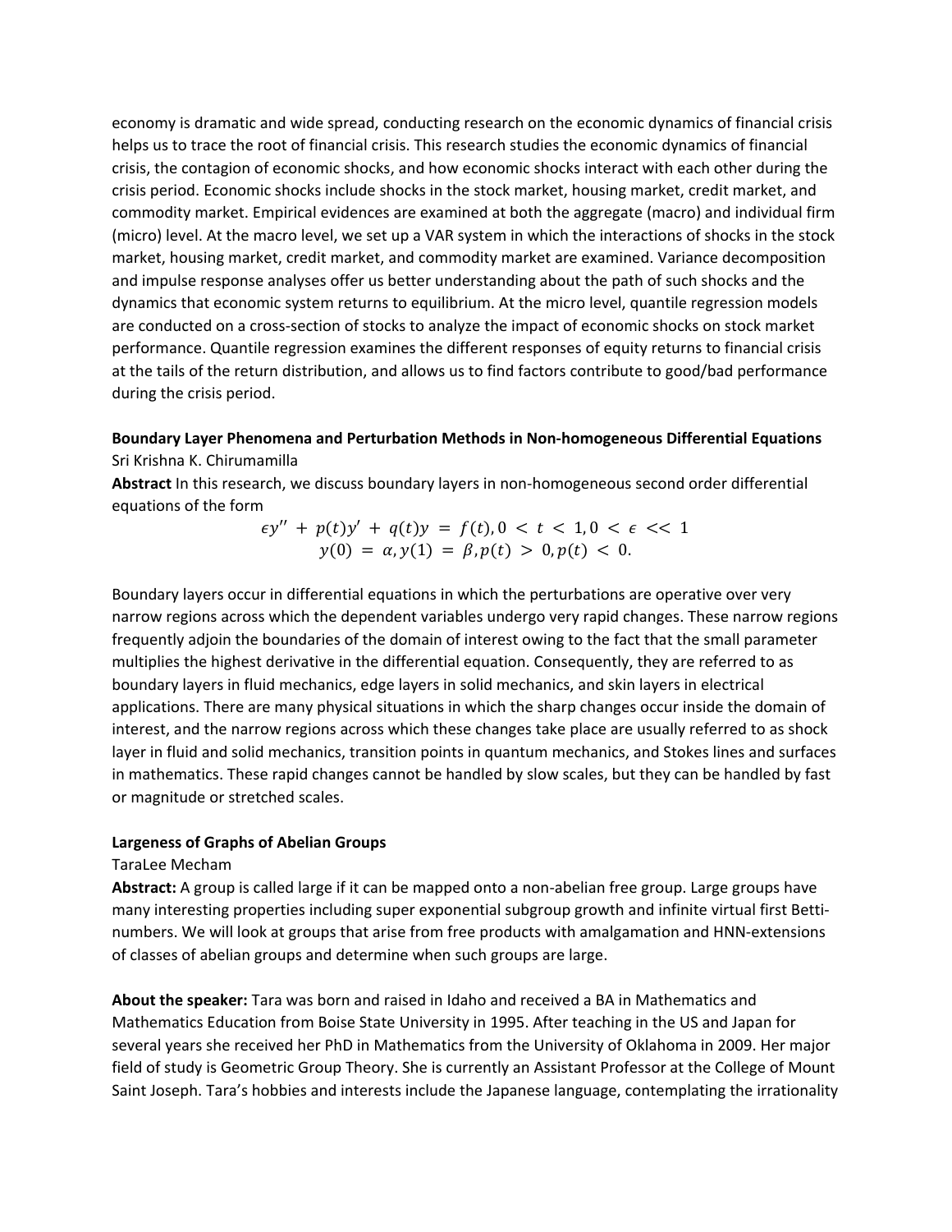economy is dramatic and wide spread, conducting research on the economic dynamics of financial crisis helps us to trace the root of financial crisis. This research studies the economic dynamics of financial crisis, the contagion of economic shocks, and how economic shocks interact with each other during the crisis period. Economic shocks include shocks in the stock market, housing market, credit market, and commodity market. Empirical evidences are examined at both the aggregate (macro) and individual firm (micro) level. At the macro level, we set up a VAR system in which the interactions of shocks in the stock market, housing market, credit market, and commodity market are examined. Variance decomposition and impulse response analyses offer us better understanding about the path of such shocks and the dynamics that economic system returns to equilibrium. At the micro level, quantile regression models are conducted on a cross-section of stocks to analyze the impact of economic shocks on stock market performance. Quantile regression examines the different responses of equity returns to financial crisis at the tails of the return distribution, and allows us to find factors contribute to good/bad performance during the crisis period.

**Boundary Layer Phenomena and Perturbation Methods in Non-homogeneous Differential Equations**

Sri Krishna K. Chirumamilla

**Abstract** In this research, we discuss boundary layers in non-homogeneous second order differential equations of the form

$$\epsilon y'' + p(t)y' + q(t)y = f(t), 0 < t < 1, 0 < \epsilon << 1$$
$$y(0) = \alpha, y(1) = \beta, p(t) > 0, p(t) < 0.$$

Boundary layers occur in differential equations in which the perturbations are operative over very narrow regions across which the dependent variables undergo very rapid changes. These narrow regions frequently adjoin the boundaries of the domain of interest owing to the fact that the small parameter multiplies the highest derivative in the differential equation. Consequently, they are referred to as boundary layers in fluid mechanics, edge layers in solid mechanics, and skin layers in electrical applications. There are many physical situations in which the sharp changes occur inside the domain of interest, and the narrow regions across which these changes take place are usually referred to as shock layer in fluid and solid mechanics, transition points in quantum mechanics, and Stokes lines and surfaces in mathematics. These rapid changes cannot be handled by slow scales, but they can be handled by fast or magnitude or stretched scales.

**Largeness of Graphs of Abelian Groups**

TaraLee Mecham

**Abstract:** A group is called large if it can be mapped onto a non-abelian free group. Large groups have many interesting properties including super exponential subgroup growth and infinite virtual first Betti-numbers. We will look at groups that arise from free products with amalgamation and HNN-extensions of classes of abelian groups and determine when such groups are large.

**About the speaker:** Tara was born and raised in Idaho and received a BA in Mathematics and Mathematics Education from Boise State University in 1995. After teaching in the US and Japan for several years she received her PhD in Mathematics from the University of Oklahoma in 2009. Her major field of study is Geometric Group Theory. She is currently an Assistant Professor at the College of Mount Saint Joseph. Tara's hobbies and interests include the Japanese language, contemplating the irrationality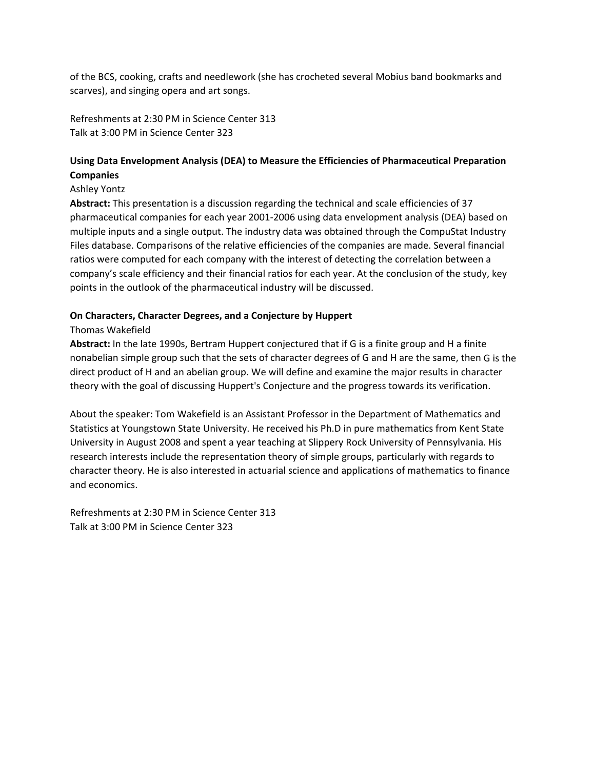of the BCS, cooking, crafts and needlework (she has crocheted several Mobius band bookmarks and scarves), and singing opera and art songs.

Refreshments at 2:30 PM in Science Center 313
Talk at 3:00 PM in Science Center 323

**Using Data Envelopment Analysis (DEA) to Measure the Efficiencies of Pharmaceutical Preparation Companies**
Ashley Yontz
**Abstract:** This presentation is a discussion regarding the technical and scale efficiencies of 37 pharmaceutical companies for each year 2001-2006 using data envelopment analysis (DEA) based on multiple inputs and a single output. The industry data was obtained through the CompuStat Industry Files database. Comparisons of the relative efficiencies of the companies are made. Several financial ratios were computed for each company with the interest of detecting the correlation between a company's scale efficiency and their financial ratios for each year. At the conclusion of the study, key points in the outlook of the pharmaceutical industry will be discussed.

**On Characters, Character Degrees, and a Conjecture by Huppert**
Thomas Wakefield
**Abstract:** In the late 1990s, Bertram Huppert conjectured that if G is a finite group and H a finite nonabelian simple group such that the sets of character degrees of G and H are the same, then G is the direct product of H and an abelian group. We will define and examine the major results in character theory with the goal of discussing Huppert's Conjecture and the progress towards its verification.

About the speaker: Tom Wakefield is an Assistant Professor in the Department of Mathematics and Statistics at Youngstown State University. He received his Ph.D in pure mathematics from Kent State University in August 2008 and spent a year teaching at Slippery Rock University of Pennsylvania. His research interests include the representation theory of simple groups, particularly with regards to character theory. He is also interested in actuarial science and applications of mathematics to finance and economics.

Refreshments at 2:30 PM in Science Center 313
Talk at 3:00 PM in Science Center 323